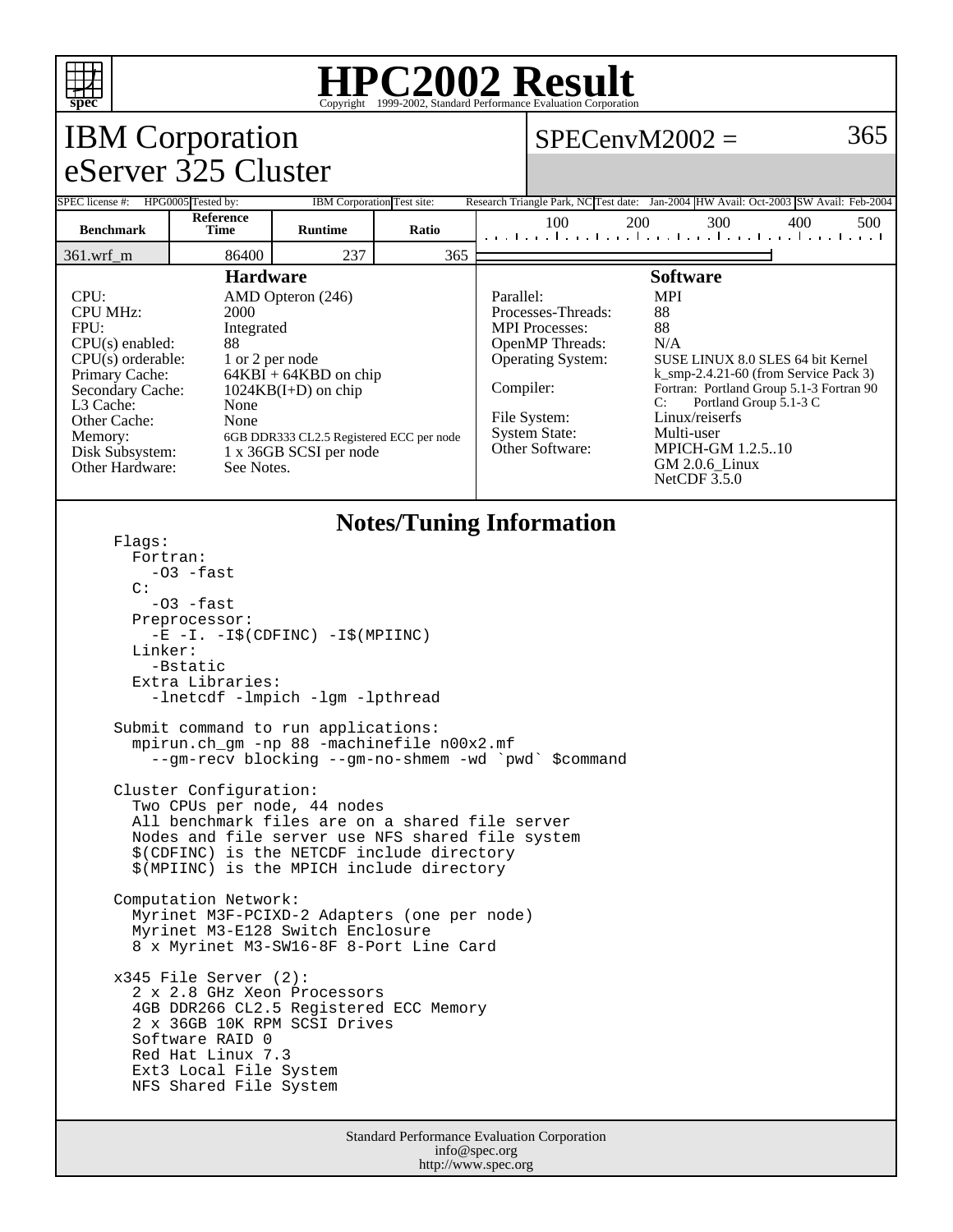# HPC2002 Result

Copyright 1999-2002, Standard Performance Evaluation Corporation

## IBM Corporation
## eServer 325 Cluster

SPECenvM2002 = 365

| SPEC license #: | HPG0005 | Tested by: | IBM Corporation | Test site: | Research Triangle Park, NC | Test date: | Jan-2004 | HW Avail: | Oct-2003 | SW Avail: | Feb-2004 |
|---|---|---|---|---|---|---|---|---|---|---|---|

| Benchmark | Reference Time | Runtime | Ratio |
|---|---|---|---|
| 361.wrf_m | 86400 | 237 | 365 |

### Hardware

| | |
|---|---|
| CPU: | AMD Opteron (246) |
| CPU MHz: | 2000 |
| FPU: | Integrated |
| CPU(s) enabled: | 88 |
| CPU(s) orderable: | 1 or 2 per node |
| Primary Cache: | 64KBI + 64KBD on chip |
| Secondary Cache: | 1024KB(I+D) on chip |
| L3 Cache: | None |
| Other Cache: | None |
| Memory: | 6GB DDR333 CL2.5 Registered ECC per node |
| Disk Subsystem: | 1 x 36GB SCSI per node |
| Other Hardware: | See Notes. |

### Software

| | |
|---|---|
| Parallel: | MPI |
| Processes-Threads: | 88 |
| MPI Processes: | 88 |
| OpenMP Threads: | N/A |
| Operating System: | SUSE LINUX 8.0 SLES 64 bit Kernel k_smp-2.4.21-60 (from Service Pack 3) |
| Compiler: | Fortran: Portland Group 5.1-3 Fortran 90<br>C: Portland Group 5.1-3 C |
| File System: | Linux/reiserfs |
| System State: | Multi-user |
| Other Software: | MPICH-GM 1.2.5..10<br>GM 2.0.6_Linux<br>NetCDF 3.5.0 |

### Notes/Tuning Information

```
Flags:
  Fortran:
    -O3 -fast
  C:
    -O3 -fast
  Preprocessor:
    -E -I. -I$(CDFINC) -I$(MPIINC)
  Linker:
    -Bstatic
  Extra Libraries:
    -lnetcdf -lmpich -lgm -lpthread

Submit command to run applications:
  mpirun.ch_gm -np 88 -machinefile n00x2.mf
    --gm-recv blocking --gm-no-shmem -wd `pwd` $command

Cluster Configuration:
  Two CPUs per node, 44 nodes
  All benchmark files are on a shared file server
  Nodes and file server use NFS shared file system
  $(CDFINC) is the NETCDF include directory
  $(MPIINC) is the MPICH include directory

Computation Network:
  Myrinet M3F-PCIXD-2 Adapters (one per node)
  Myrinet M3-E128 Switch Enclosure
  8 x Myrinet M3-SW16-8F 8-Port Line Card

x345 File Server (2):
  2 x 2.8 GHz Xeon Processors
  4GB DDR266 CL2.5 Registered ECC Memory
  2 x 36GB 10K RPM SCSI Drives
  Software RAID 0
  Red Hat Linux 7.3
  Ext3 Local File System
  NFS Shared File System
```

Standard Performance Evaluation Corporation
info@spec.org
http://www.spec.org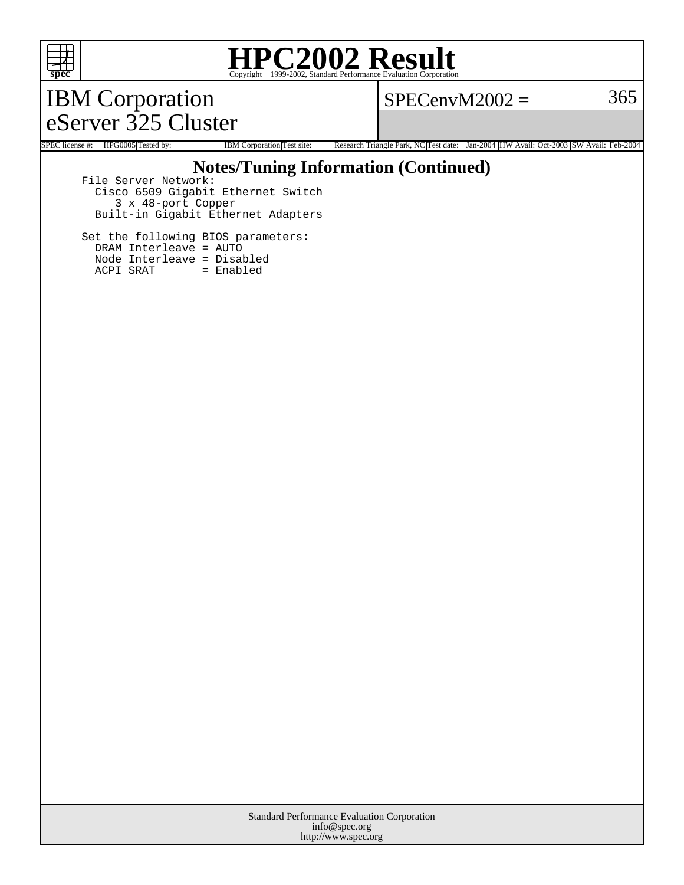# HPC2002 Result

Copyright 1999-2002, Standard Performance Evaluation Corporation

## IBM Corporation
## eServer 325 Cluster

SPECenvM2002 = 365

| SPEC license #: | HPG0005 | Tested by: | IBM Corporation | Test site: | Research Triangle Park, NC | Test date: | Jan-2004 | HW Avail: | Oct-2003 | SW Avail: | Feb-2004 |
|---|---|---|---|---|---|---|---|---|---|---|---|

### Notes/Tuning Information (Continued)

```
File Server Network:
  Cisco 6509 Gigabit Ethernet Switch
     3 x 48-port Copper
  Built-in Gigabit Ethernet Adapters

Set the following BIOS parameters:
  DRAM Interleave = AUTO
  Node Interleave = Disabled
  ACPI SRAT       = Enabled
```

Standard Performance Evaluation Corporation
info@spec.org
http://www.spec.org